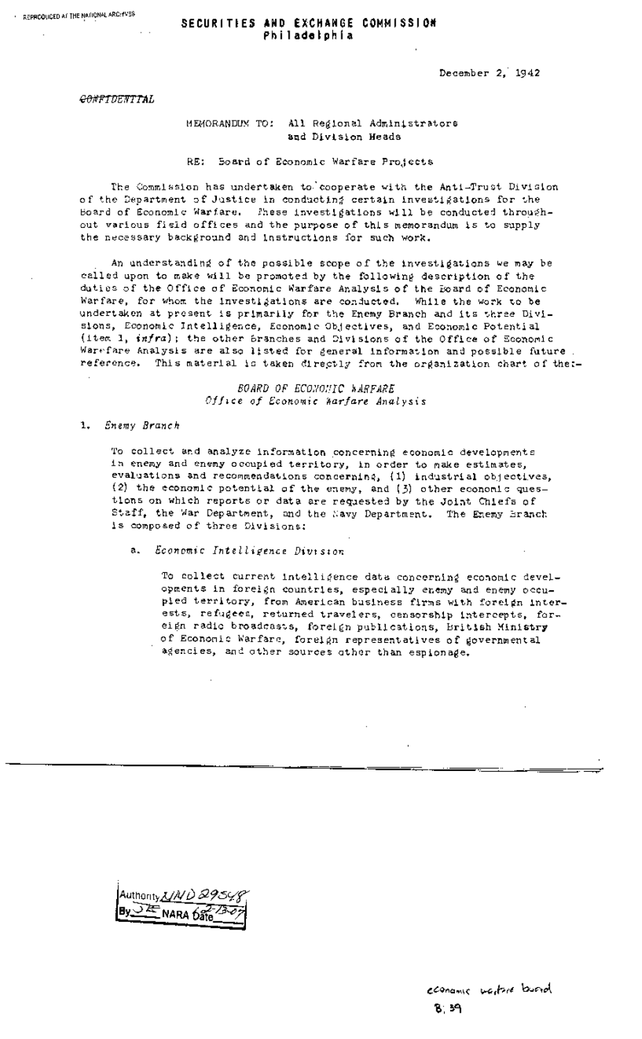# SECURITIES AND EXCHANGE COMMISSION
**Philadelphia**

December 2, 1942

*CONFIDENTIAL*

MEMORANDUM TO: All Regional Administrators and Division Heads

RE: Board of Economic Warfare Projects

The Commission has undertaken to cooperate with the Anti-Trust Division of the Department of Justice in conducting certain investigations for the Board of Economic Warfare. These investigations will be conducted throughout various field offices and the purpose of this memorandum is to supply the necessary background and instructions for such work.

An understanding of the possible scope of the investigations we may be called upon to make will be promoted by the following description of the duties of the Office of Economic Warfare Analysis of the Board of Economic Warfare, for whom the investigations are conducted. While the work to be undertaken at present is primarily for the Enemy Branch and its three Divisions, Economic Intelligence, Economic Objectives, and Economic Potential (item 1, *infra*); the other Branches and Divisions of the Office of Economic Warfare Analysis are also listed for general information and possible future reference. This material is taken directly from the organization chart of the:-

*BOARD OF ECONOMIC WARFARE*
*Office of Economic Warfare Analysis*

1. *Enemy Branch*

To collect and analyze information concerning economic developments in enemy and enemy occupied territory, in order to make estimates, evaluations and recommendations concerning, (1) industrial objectives, (2) the economic potential of the enemy, and (3) other economic questions on which reports or data are requested by the Joint Chiefs of Staff, the War Department, and the Navy Department. The Enemy Branch is composed of three Divisions:

a. *Economic Intelligence Division*

To collect current intelligence data concerning economic developments in foreign countries, especially enemy and enemy occupied territory, from American business firms with foreign interests, refugees, returned travelers, censorship intercepts, foreign radio broadcasts, foreign publications, British Ministry of Economic Warfare, foreign representatives of governmental agencies, and other sources other than espionage.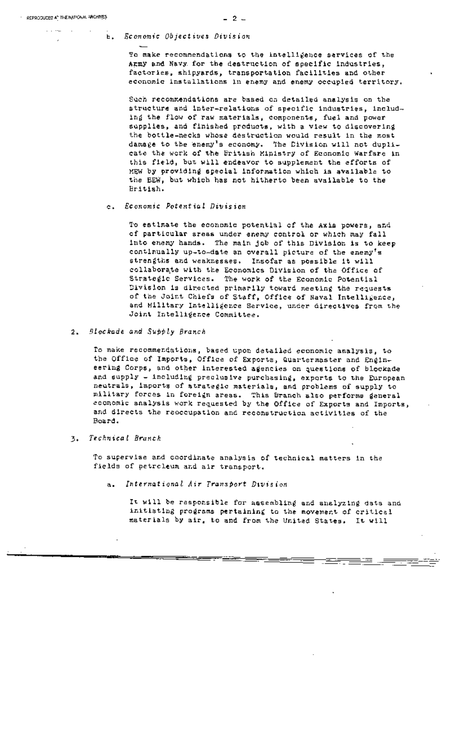b. *Economic Objectives Division*

To make recommendations to the intelligence services of the Army and Navy for the destruction of specific industries, factories, shipyards, transportation facilities and other economic installations in enemy and enemy occupied territory.

Such recommendations are based on detailed analysis on the structure and inter-relations of specific industries, including the flow of raw materials, components, fuel and power supplies, and finished products, with a view to discovering the bottle-necks whose destruction would result in the most damage to the enemy's economy. The Division will not duplicate the work of the British Ministry of Economic Warfare in this field, but will endeavor to supplement the efforts of MEW by providing special information which is available to the BEW, but which has not hitherto been available to the British.

c. *Economic Potential Division*

To estimate the economic potential of the Axis powers, and of particular areas under enemy control or which may fall into enemy hands. The main job of this Division is to keep continually up-to-date an overall picture of the enemy's strengths and weaknesses. Insofar as possible it will collaborate with the Economics Division of the Office of Strategic Services. The work of the Economic Potential Division is directed primarily toward meeting the requests of the Joint Chiefs of Staff, Office of Naval Intelligence, and Military Intelligence Service, under directives from the Joint Intelligence Committee.

2. *Blockade and Supply Branch*

To make recommendations, based upon detailed economic analysis, to the Office of Imports, Office of Exports, Quartermaster and Engineering Corps, and other interested agencies on questions of blockade and supply - including preclusive purchasing, exports to the European neutrals, imports of strategic materials, and problems of supply to military forces in foreign areas. This Branch also performs general economic analysis work requested by the Office of Exports and Imports, and directs the reoccupation and reconstruction activities of the Board.

3. *Technical Branch*

To supervise and coordinate analysis of technical matters in the fields of petroleum and air transport.

a. *International Air Transport Division*

It will be responsible for assembling and analyzing data and initiating programs pertaining to the movement of critical materials by air, to and from the United States. It will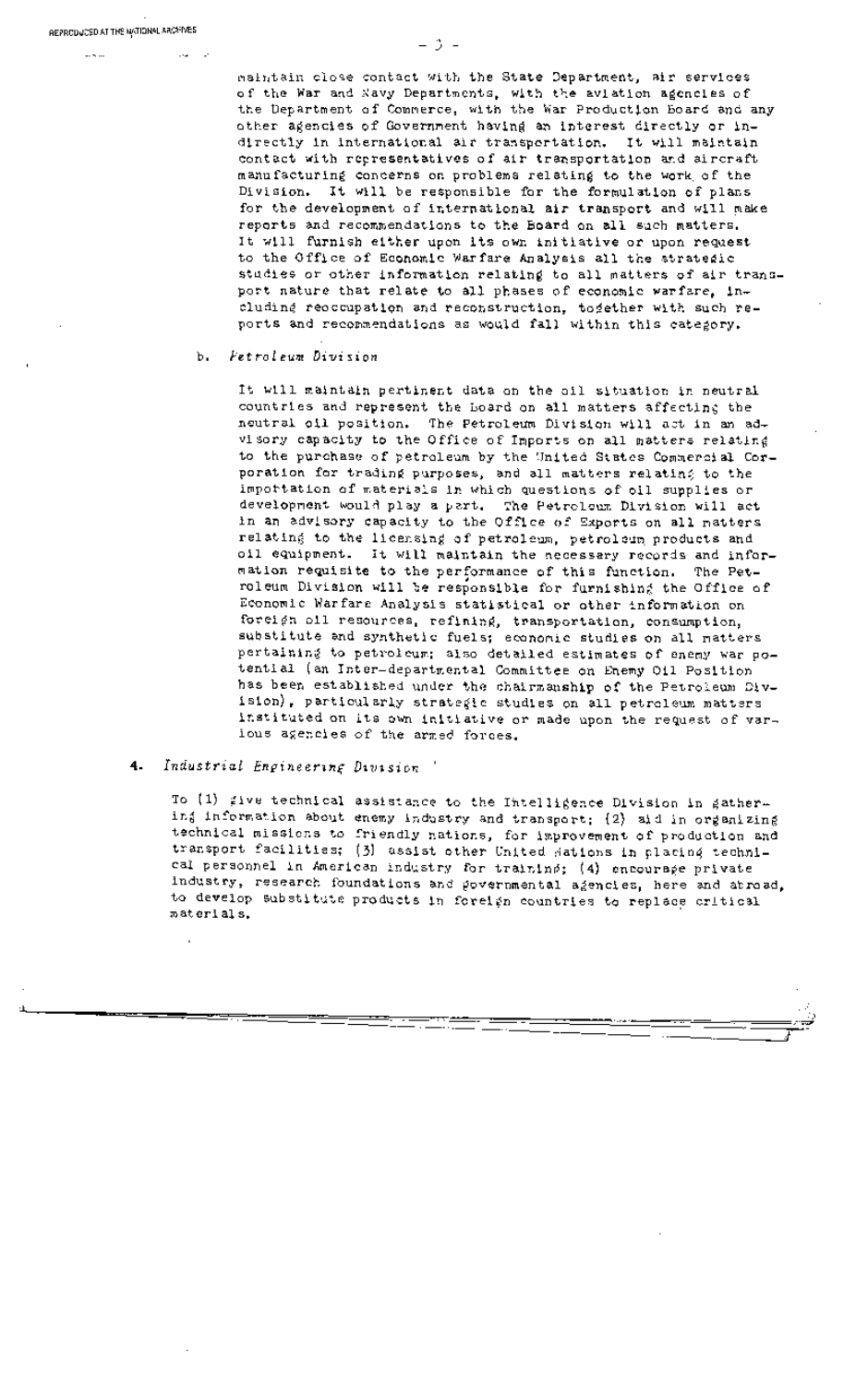maintain close contact with the State Department, air services of the War and Navy Departments, with the aviation agencies of the Department of Commerce, with the War Production Board and any other agencies of Government having an interest directly or indirectly in international air transportation. It will maintain contact with representatives of air transportation and aircraft manufacturing concerns on problems relating to the work of the Division. It will be responsible for the formulation of plans for the development of international air transport and will make reports and recommendations to the Board on all such matters. It will furnish either upon its own initiative or upon request to the Office of Economic Warfare Analysis all the strategic studies or other information relating to all matters of air transport nature that relate to all phases of economic warfare, including reoccupation and reconstruction, together with such reports and recommendations as would fall within this category.

b. *Petroleum Division*

It will maintain pertinent data on the oil situation in neutral countries and represent the Board on all matters affecting the neutral oil position. The Petroleum Division will act in an advisory capacity to the Office of Imports on all matters relating to the purchase of petroleum by the United States Commercial Corporation for trading purposes, and all matters relating to the importation of materials in which questions of oil supplies or development would play a part. The Petroleum Division will act in an advisory capacity to the Office of Exports on all matters relating to the licensing of petroleum, petroleum products and oil equipment. It will maintain the necessary records and information requisite to the performance of this function. The Petroleum Division will be responsible for furnishing the Office of Economic Warfare Analysis statistical or other information on foreign oil resources, refining, transportation, consumption, substitute and synthetic fuels; economic studies on all matters pertaining to petroleum; also detailed estimates of enemy war potential (an Inter-departmental Committee on Enemy Oil Position has been established under the chairmanship of the Petroleum Division), particularly strategic studies on all petroleum matters instituted on its own initiative or made upon the request of various agencies of the armed forces.

4. *Industrial Engineering Division*

To (1) give technical assistance to the Intelligence Division in gathering information about enemy industry and transport; (2) aid in organizing technical missions to friendly nations, for improvement of production and transport facilities; (3) assist other United Nations in placing technical personnel in American industry for training; (4) encourage private industry, research foundations and governmental agencies, here and abroad, to develop substitute products in foreign countries to replace critical materials.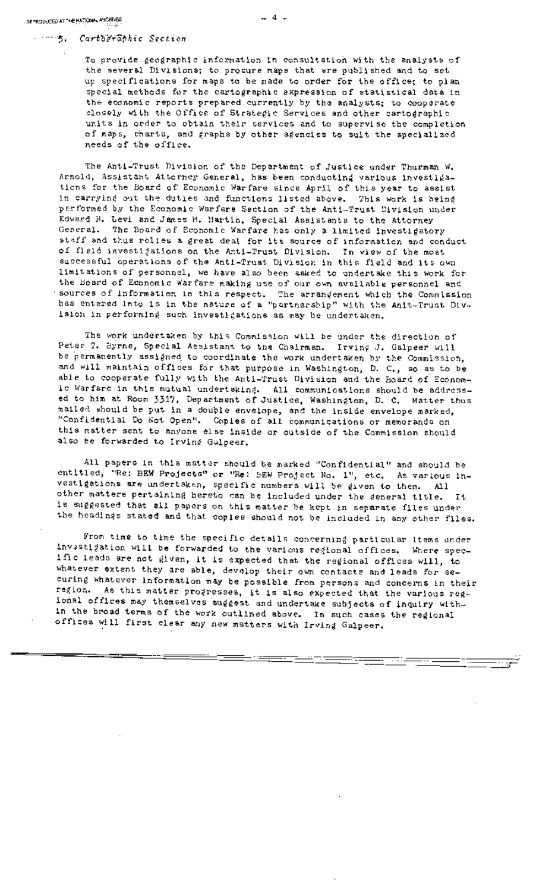5. *Cartographic Section*

To provide geographic information in consultation with the analysts of the several Divisions; to procure maps that are published and to set up specifications for maps to be made to order for the office; to plan special methods for the cartographic expression of statistical data in the economic reports prepared currently by the analysts; to cooperate closely with the Office of Strategic Services and other cartographic units in order to obtain their services and to supervise the completion of maps, charts, and graphs by other agencies to suit the specialized needs of the office.

The Anti-Trust Division of the Department of Justice under Thurman W. Arnold, Assistant Attorney General, has been conducting various investigations for the Board of Economic Warfare since April of this year to assist in carrying out the duties and functions listed above. This work is being performed by the Economic Warfare Section of the Anti-Trust Division under Edward H. Levi and James H. Martin, Special Assistants to the Attorney General. The Board of Economic Warfare has only a limited investigatory staff and thus relies a great deal for its source of information and conduct of field investigations on the Anti-Trust Division. In view of the most successful operations of the Anti-Trust Division in this field and its own limitations of personnel, we have also been asked to undertake this work for the Board of Economic Warfare making use of our own available personnel and sources of information in this respect. The arrangement which the Commission has entered into is in the nature of a "partnership" with the Anit-Trust Division in performing such investigations as may be undertaken.

The work undertaken by this Commission will be under the direction of Peter T. Byrne, Special Assistant to the Chairman. Irving J. Galpeer will be permanently assigned to coordinate the work undertaken by the Commission, and will maintain offices for that purpose in Washington, D. C., so as to be able to cooperate fully with the Anti-Trust Division and the Board of Economic Warfare in this mutual undertaking. All communications should be addressed to him at Room 3317, Department of Justice, Washington, D. C. Matter thus mailed should be put in a double envelope, and the inside envelope marked, "Confidential Do Not Open". Copies of all communications or memoranda on this matter sent to anyone else inside or outside of the Commission should also be forwarded to Irving Galpeer.

All papers in this matter should be marked "Confidential" and should be entitled, "Re: BEW Projects" or "Re: BEW Project No. 1", etc. As various investigations are undertaken, specific numbers will be given to them. All other matters pertaining hereto can be included under the general title. It is suggested that all papers on this matter be kept in separate files under the headings stated and that copies should not be included in any other files.

From time to time the specific details concerning particular items under investigation will be forwarded to the various regional offices. Where specific leads are not given, it is expected that the regional offices will, to whatever extent they are able, develop their own contacts and leads for securing whatever information may be possible from persons and concerns in their region. As this matter progresses, it is also expected that the various regional offices may themselves suggest and undertake subjects of inquiry within the broad terms of the work outlined above. In such cases the regional offices will first clear any new matters with Irving Galpeer.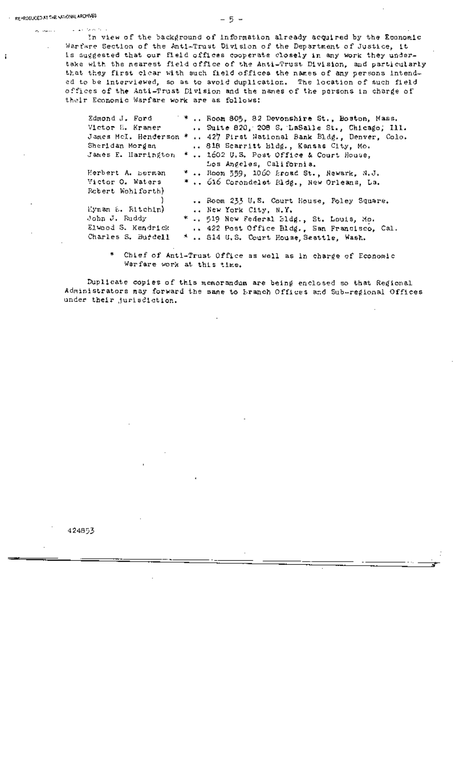In view of the background of information already acquired by the Economic Warfare Section of the Anti-Trust Division of the Department of Justice, it is suggested that our field offices cooperate closely in any work they undertake with the nearest field office of the Anti-Trust Division, and particularly that they first clear with such field offices the names of any persons intended to be interviewed, so as to avoid duplication. The location of such field offices of the Anti-Trust Division and the names of the persons in charge of their Economic Warfare work are as follows:

| | | |
|---|---|---|
| Edmond J. Ford | * | .. Room 805, 82 Devonshire St., Boston, Mass. |
| Victor E. Kramer | | .. Suite 820, 208 S. LaSalle St., Chicago, Ill. |
| James McI. Henderson | * | .. 427 First National Bank Bldg., Denver, Colo. |
| Sheridan Morgan | | .. 818 Scarritt Bldg., Kansas City, Mo. |
| James E. Harrington | * | .. 1602 U.S. Post Office & Court House, Los Angeles, California. |
| Herbert A. Berman | * | .. Room 559, 1060 Broad St., Newark, N.J. |
| Victor O. Waters | * | .. 616 Corondelet Bldg., New Orleans, La. |
| Robert Wohlforth) Hyman B. Ritchin) | | .. Room 233 U.S. Court House, Foley Square. New York City, N.Y. |
| John J. Ruddy | * | .. 519 New Federal Bldg., St. Louis, Mo. |
| Elwood S. Kendrick | | .. 422 Post Office Bldg., San Francisco, Cal. |
| Charles S. Burdell | * | .. 814 U.S. Court House, Seattle, Wash. |

\* Chief of Anti-Trust Office as well as in charge of Economic Warfare work at this time.

Duplicate copies of this memorandum are being enclosed so that Regional Administrators may forward the same to Branch Offices and Sub-regional Offices under their jurisdiction.

424853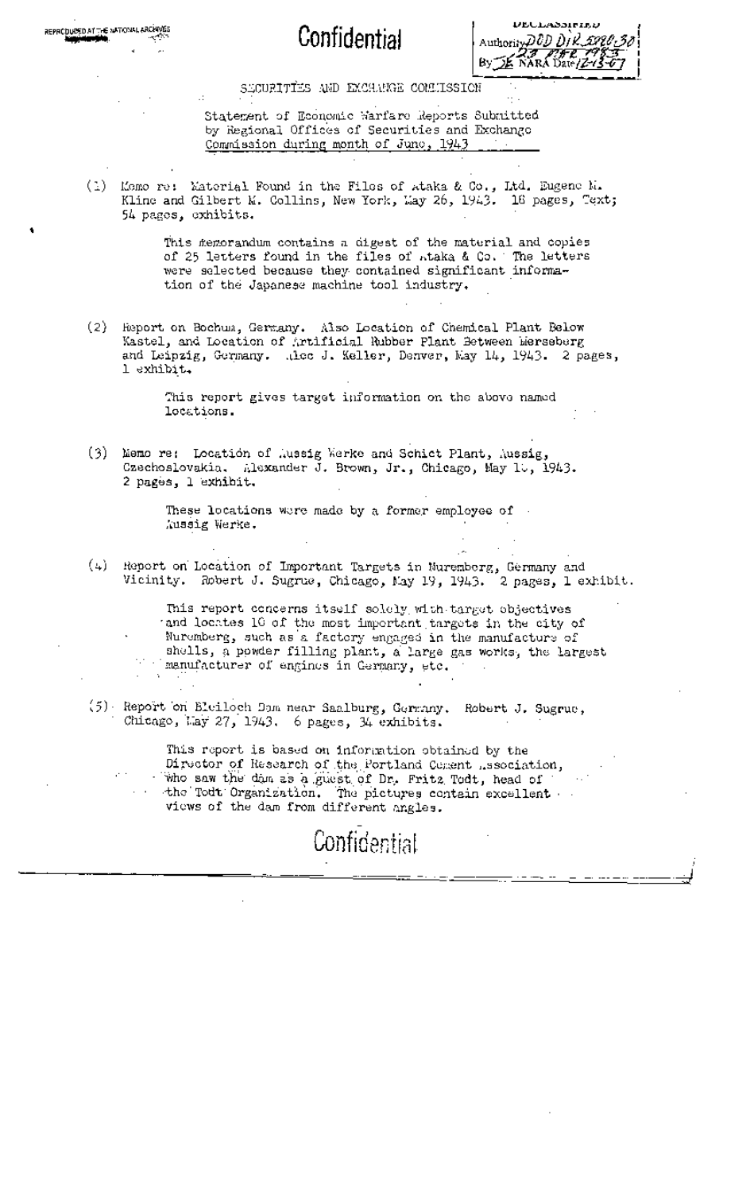Confidential

DECLASSIFIED
Authority DOD DIR 5200.30
23 MAR 1983
By JE NARA Date 12-13-07

SECURITIES AND EXCHANGE COMMISSION

Statement of Economic Warfare Reports Submitted by Regional Offices of Securities and Exchange Commission during month of June, 1943

(1) Memo re: Material Found in the Files of Ataka & Co., Ltd. Eugene M. Kline and Gilbert M. Collins, New York, May 26, 1943. 18 pages, Text; 54 pages, exhibits.

> This memorandum contains a digest of the material and copies of 25 letters found in the files of Ataka & Co. The letters were selected because they contained significant information of the Japanese machine tool industry.

(2) Report on Bochum, Germany. Also Location of Chemical Plant Below Kastel, and Location of Artificial Rubber Plant Between Merseburg and Leipzig, Germany. Alec J. Keller, Denver, May 14, 1943. 2 pages, 1 exhibit.

> This report gives target information on the above named locations.

(3) Memo re: Location of Aussig Werke and Schict Plant, Aussig, Czechoslovakia. Alexander J. Brown, Jr., Chicago, May 18, 1943. 2 pages, 1 exhibit.

> These locations were made by a former employee of Aussig Werke.

(4) Report on Location of Important Targets in Nuremberg, Germany and Vicinity. Robert J. Sugrue, Chicago, May 19, 1943. 2 pages, 1 exhibit.

> This report concerns itself solely with target objectives and locates 10 of the most important targets in the city of Nuremberg, such as a factory engaged in the manufacture of shells, a powder filling plant, a large gas works, the largest manufacturer of engines in Germany, etc.

(5) Report on Bleiloch Dam near Saalburg, Germany. Robert J. Sugrue, Chicago, May 27, 1943. 6 pages, 34 exhibits.

> This report is based on information obtained by the Director of Research of the Portland Cement Association, who saw the dam as a guest of Dr. Fritz Todt, head of the Todt Organization. The pictures contain excellent views of the dam from different angles.

Confidential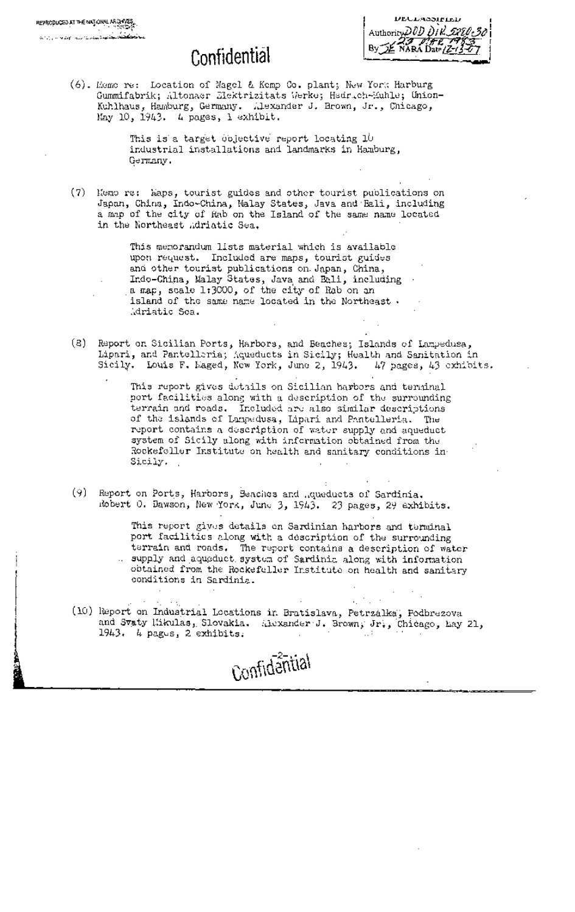Confidential

(6). Memo re: Location of Nagel & Kemp Co. plant; New York Harburg Gummifabrik; Altonaer Elektrizitats Werke; Hedrich-Muhle; Union-Kuhlhaus, Hamburg, Germany. Alexander J. Brown, Jr., Chicago, May 10, 1943. 4 pages, 1 exhibit.

> This is a target objective report locating 10 industrial installations and landmarks in Hamburg, Germany.

(7) Memo re: Maps, tourist guides and other tourist publications on Japan, China, Indo-China, Malay States, Java and Bali, including a map of the city of Rab on the Island of the same name located in the Northeast Adriatic Sea.

> This memorandum lists material which is available upon request. Included are maps, tourist guides and other tourist publications on Japan, China, Indo-China, Malay States, Java and Bali, including a map, scale 1:3000, of the city of Rab on an island of the same name located in the Northeast Adriatic Sea.

(8) Report on Sicilian Ports, Harbors, and Beaches; Islands of Lampedusa, Lipari, and Pantelleria; Aqueducts in Sicily; Health and Sanitation in Sicily. Louis F. Maged, New York, June 2, 1943. 47 pages, 43 exhibits.

> This report gives details on Sicilian harbors and terminal port facilities along with a description of the surrounding terrain and roads. Included are also similar descriptions of the islands of Lampedusa, Lipari and Pantelleria. The report contains a description of water supply and aqueduct system of Sicily along with information obtained from the Rockefeller Institute on health and sanitary conditions in Sicily.

(9) Report on Ports, Harbors, Beaches and Aqueducts of Sardinia. Robert O. Dawson, New York, June 3, 1943. 23 pages, 29 exhibits.

> This report gives details on Sardinian harbors and terminal port facilities along with a description of the surrounding terrain and roads. The report contains a description of water supply and aqueduct system of Sardinia along with information obtained from the Rockefeller Institute on health and sanitary conditions in Sardinia.

(10) Report on Industrial Locations in Bratislava, Petrzalka, Podbrezova and Svaty Mikulas, Slovakia. Alexander J. Brown, Jr., Chicago, May 21, 1943. 4 pages, 2 exhibits.

Confidential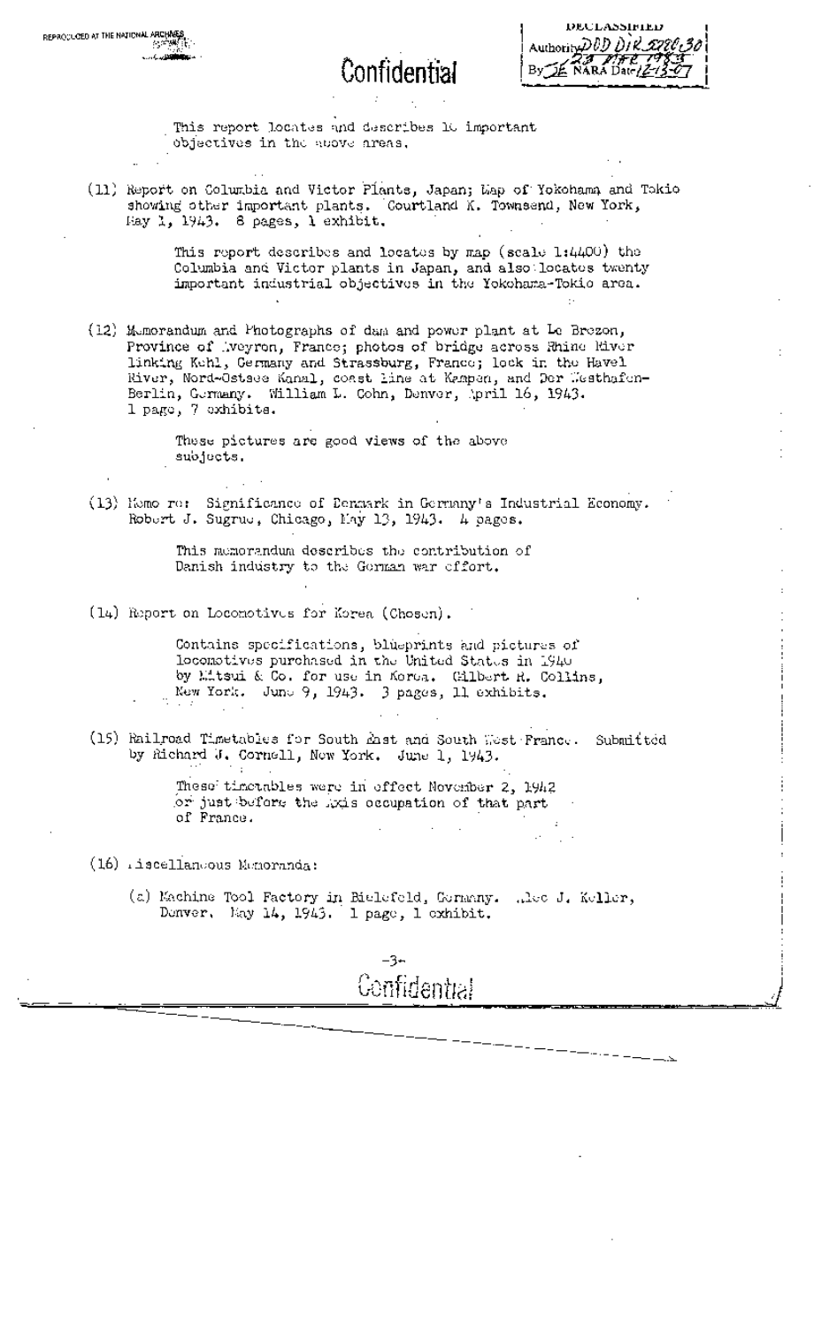Confidential

DECLASSIFIED
Authority DOD DIR 5200.30
23 MAR 1983
By JE NARA Date 12-13-07

This report locates and describes 16 important objectives in the above areas.

(11) Report on Columbia and Victor Plants, Japan; Map of Yokohama and Tokio showing other important plants. Courtland K. Townsend, New York, May 1, 1943. 8 pages, 1 exhibit.

This report describes and locates by map (scale 1:4400) the Columbia and Victor plants in Japan, and also locates twenty important industrial objectives in the Yokohama-Tokio area.

(12) Memorandum and Photographs of dam and power plant at Le Brezon, Province of Aveyron, France; photos of bridge across Rhine River linking Kehl, Germany and Strassburg, France; lock in the Havel River, Nord-Ostsee Kanal, coast line at Kampen, and Der Westhafen-Berlin, Germany. William L. Cohn, Denver, April 16, 1943. 1 page, 7 exhibits.

These pictures are good views of the above subjects.

(13) Memo re: Significance of Denmark in Germany's Industrial Economy. Robert J. Sugrue, Chicago, May 13, 1943. 4 pages.

This memorandum describes the contribution of Danish industry to the German war effort.

(14) Report on Locomotives for Korea (Chosen).

Contains specifications, blueprints and pictures of locomotives purchased in the United States in 1940 by Mitsui & Co. for use in Korea. Gilbert R. Collins, New York. June 9, 1943. 3 pages, 11 exhibits.

(15) Railroad Timetables for South East and South West France. Submitted by Richard J. Cornell, New York. June 1, 1943.

These timetables were in effect November 2, 1942 or just before the Axis occupation of that part of France.

(16) Miscellaneous Memoranda:

(a) Machine Tool Factory in Bielefeld, Germany. Alec J. Keller, Denver, May 14, 1943. 1 page, 1 exhibit.

Confidential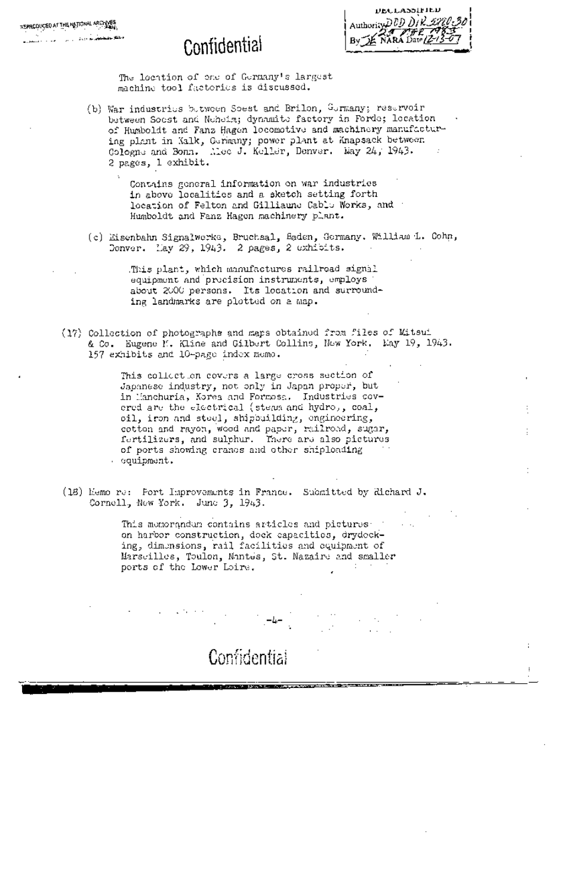Confidential

The location of one of Germany's largest machine tool factories is discussed.

(b) War industries between Soest and Brilon, Germany; reservoir between Soest and Neheim; dynamite factory in Forde; location of Humboldt and Fanz Hagen locomotive and machinery manufacturing plant in Kalk, Germany; power plant at Knapsack between Cologne and Bonn. Alec J. Keller, Denver. May 24, 1943. 2 pages, 1 exhibit.

> Contains general information on war industries in above localities and a sketch setting forth location of Felton and Gilliaune Cable Works, and Humboldt and Fanz Hagen machinery plant.

(c) Eisenbahn Signalwerke, Bruchsal, Baden, Germany. William L. Cohn, Denver. May 29, 1943. 2 pages, 2 exhibits.

> This plant, which manufactures railroad signal equipment and precision instruments, employs about 2000 persons. Its location and surrounding landmarks are plotted on a map.

(17) Collection of photographs and maps obtained from files of Mitsui & Co. Eugene M. Kline and Gilbert Collins, New York. May 19, 1943. 157 exhibits and 10-page index memo.

> This collection covers a large cross section of Japanese industry, not only in Japan proper, but in Manchuria, Korea and Formosa. Industries covered are the electrical (steam and hydro), coal, oil, iron and steel, shipbuilding, engineering, cotton and rayon, wood and paper, railroad, sugar, fertilizers, and sulphur. There are also pictures of ports showing cranes and other shiploading equipment.

(18) Memo re: Port Improvements in France. Submitted by Richard J. Cornell, New York. June 3, 1943.

> This memorandum contains articles and pictures on harbor construction, dock capacities, drydocking, dimensions, rail facilities and equipment of Marseilles, Toulon, Nantes, St. Nazaire and smaller ports of the Lower Loire.

Confidential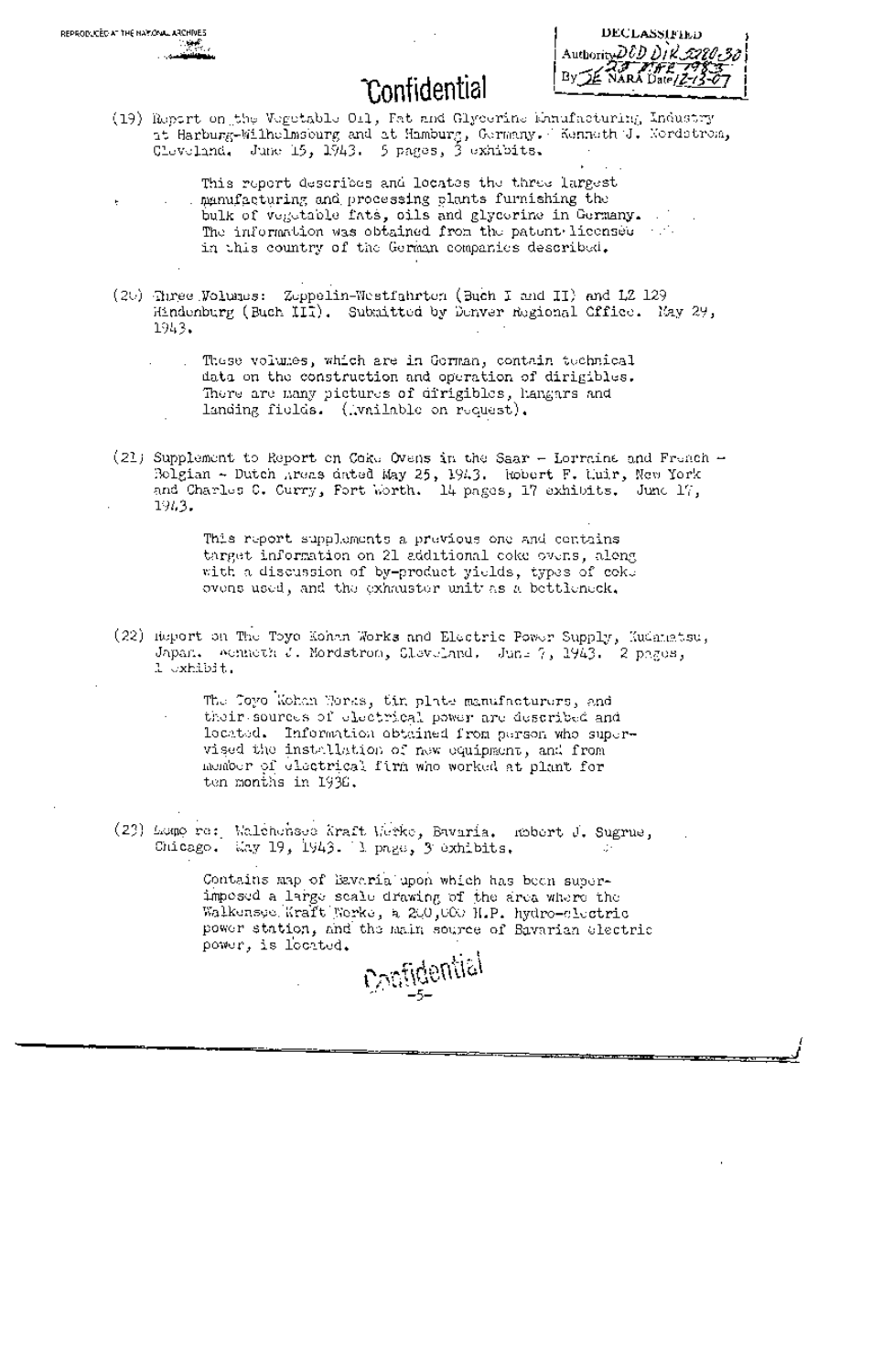REPRODUCED AT THE NATIONAL ARCHIVES

DECLASSIFIED
Authority DOD DIR 5200.30
By JE NARA Date 12-13-07

Confidential

(19) Report on the Vegetable Oil, Fat and Glycerine Manufacturing Industry at Harburg-Wilhelmsburg and at Hamburg, Germany. Kenneth J. Nordstrom, Cleveland. June 15, 1943. 5 pages, 3 exhibits.

> This report describes and locates the three largest manufacturing and processing plants furnishing the bulk of vegetable fats, oils and glycerine in Germany. The information was obtained from the patent licensee in this country of the German companies described.

(20) Three Volumes: Zeppelin-Westfahrten (Buch I and II) and LZ 129 Hindenburg (Buch III). Submitted by Denver Regional Office. May 29, 1943.

> These volumes, which are in German, contain technical data on the construction and operation of dirigibles. There are many pictures of dirigibles, hangars and landing fields. (Available on request).

(21) Supplement to Report on Coke Ovens in the Saar - Lorraine and French - Belgian - Dutch Areas dated May 25, 1943. Robert F. Muir, New York and Charles C. Curry, Fort Worth. 14 pages, 17 exhibits. June 17, 1943.

> This report supplements a previous one and contains target information on 21 additional coke ovens, along with a discussion of by-product yields, types of coke ovens used, and the exhauster unit as a bottleneck.

(22) Report on The Toyo Kohan Works and Electric Power Supply, Kudamatsu, Japan. Kenneth J. Nordstrom, Cleveland. June 7, 1943. 2 pages, 1 exhibit.

> The Toyo Kohan Works, tin plate manufacturers, and their sources of electrical power are described and located. Information obtained from person who supervised the installation of new equipment, and from member of electrical firm who worked at plant for ten months in 1936.

(23) Memo re: Walchensee Kraft Werke, Bavaria. Robert J. Sugrue, Chicago. May 19, 1943. 1 page, 3 exhibits.

> Contains map of Bavaria upon which has been superimposed a large scale drawing of the area where the Walkensee Kraft Werke, a 200,000 H.P. hydro-electric power station, and the main source of Bavarian electric power, is located.

Confidential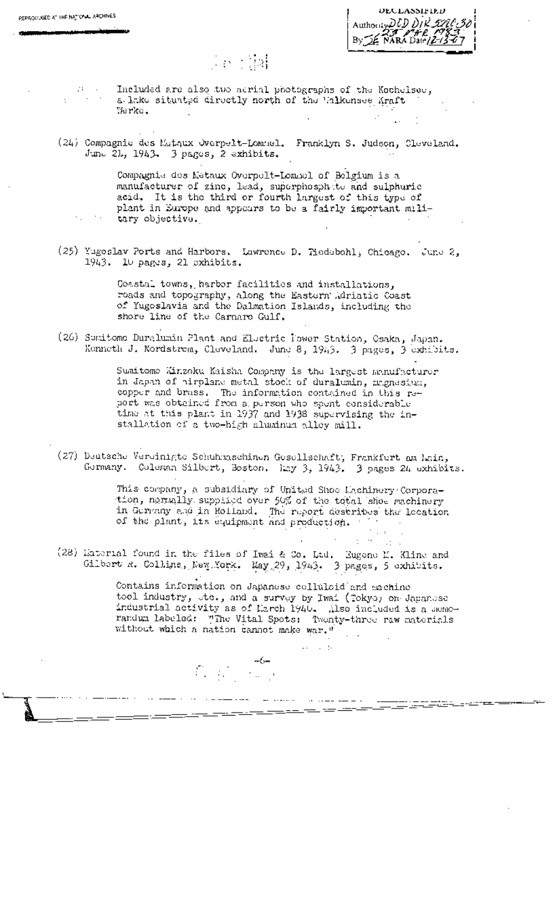Included are also two aerial photographs of the Kochelsee, a lake situated directly north of the Walkensee Kraft Werke.

(24) Compagnie des Metaux Overpelt-Lommel. Franklyn S. Judson, Cleveland. June 21, 1943. 3 pages, 2 exhibits.

> Compagnie des Metaux Overpelt-Lommel of Belgium is a manufacturer of zinc, lead, superphosphate and sulphuric acid. It is the third or fourth largest of this type of plant in Europe and appears to be a fairly important military objective.

(25) Yugoslav Ports and Harbors. Lawrence D. Tiedebohl, Chicago. June 2, 1943. 10 pages, 21 exhibits.

> Coastal towns, harbor facilities and installations, roads and topography, along the Eastern Adriatic Coast of Yugoslavia and the Dalmation Islands, including the shore line of the Carnaro Gulf.

(26) Sumitomo Duralumin Plant and Electric Power Station, Osaka, Japan. Kenneth J. Nordstrom, Cleveland. June 8, 1943. 3 pages, 3 exhibits.

> Sumitomo Kinzoku Kaisha Company is the largest manufacturer in Japan of airplane metal stock of duralumin, magnesium, copper and brass. The information contained in this report was obtained from a person who spent considerable time at this plant in 1937 and 1938 supervising the installation of a two-high aluminum alloy mill.

(27) Deutsche Vereinigte Schuhmaschinen Gesellschaft, Frankfurt am Main, Germany. Coleman Silbert, Boston. May 3, 1943. 3 pages 24 exhibits.

> This company, a subsidiary of United Shoe Machinery Corporation, normally supplied over 50% of the total shoe machinery in Germany and in Holland. The report describes the location of the plant, its equipment and production.

(28) Material found in the files of Iwai & Co. Ltd. Eugene M. Kline and Gilbert A. Collins, New York. May 29, 1943. 3 pages, 5 exhibits.

> Contains information on Japanese celluloid and machine tool industry, etc., and a survey by Iwai (Tokyo) on Japanese industrial activity as of March 1940. Also included is a memorandum labeled: "The Vital Spots: Twenty-three raw materials without which a nation cannot make war."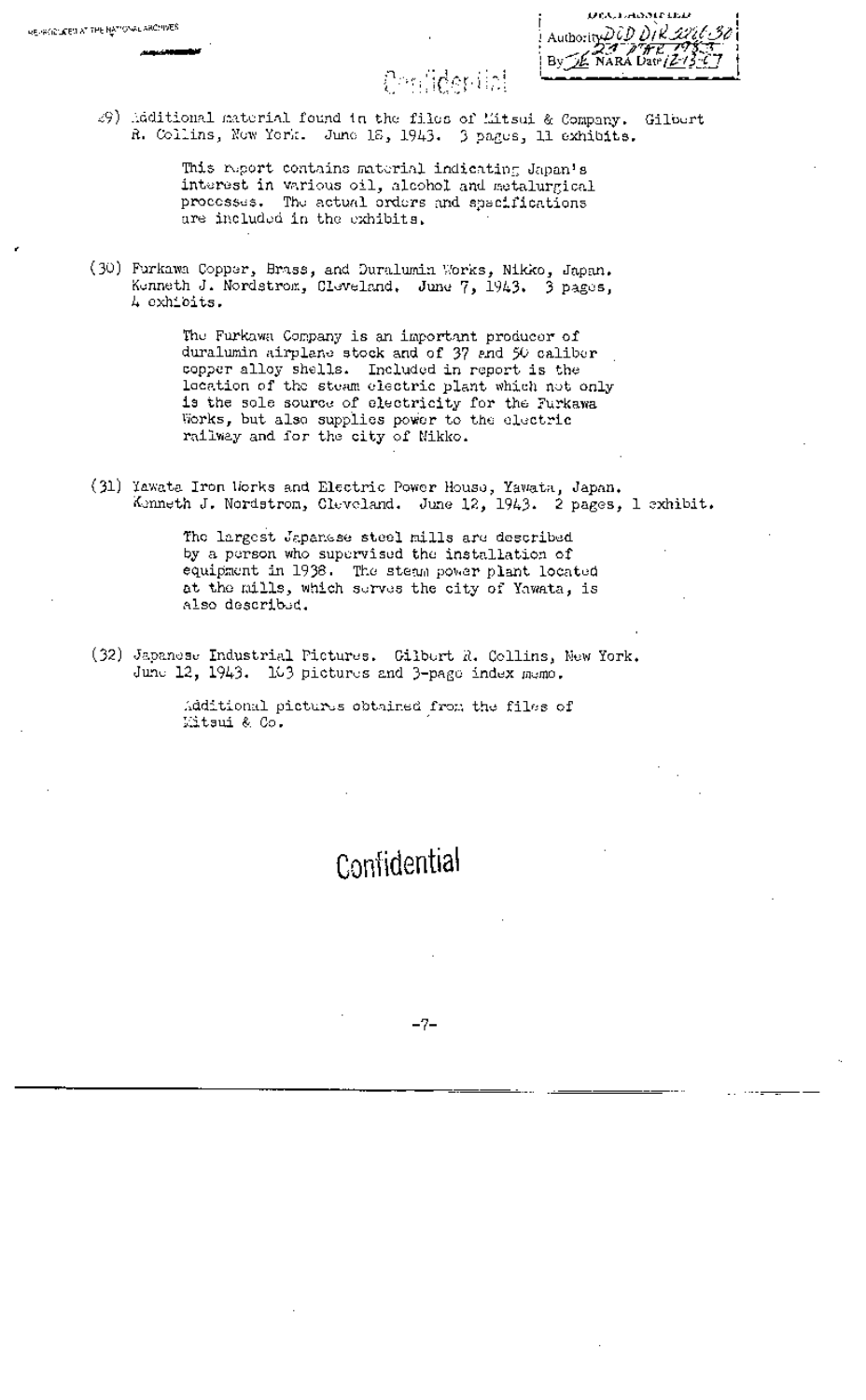Confidential

(29) Additional material found in the files of Mitsui & Company. Gilbert R. Collins, New York. June 18, 1943. 3 pages, 11 exhibits.

> This report contains material indicating Japan's interest in various oil, alcohol and metalurgical processes. The actual orders and specifications are included in the exhibits.

(30) Furkawa Copper, Brass, and Duralumin Works, Nikko, Japan. Kenneth J. Nordstrom, Cleveland. June 7, 1943. 3 pages, 4 exhibits.

> The Furkawa Company is an important producer of duralumin airplane stock and of 37 and 50 caliber copper alloy shells. Included in report is the location of the steam electric plant which not only is the sole source of electricity for the Furkawa Works, but also supplies power to the electric railway and for the city of Nikko.

(31) Yawata Iron Works and Electric Power House, Yawata, Japan. Kenneth J. Nordstrom, Cleveland. June 12, 1943. 2 pages, 1 exhibit.

> The largest Japanese steel mills are described by a person who supervised the installation of equipment in 1938. The steam power plant located at the mills, which serves the city of Yawata, is also described.

(32) Japanese Industrial Pictures. Gilbert R. Collins, New York. June 12, 1943. 163 pictures and 3-page index memo.

> Additional pictures obtained from the files of Mitsui & Co.

Confidential